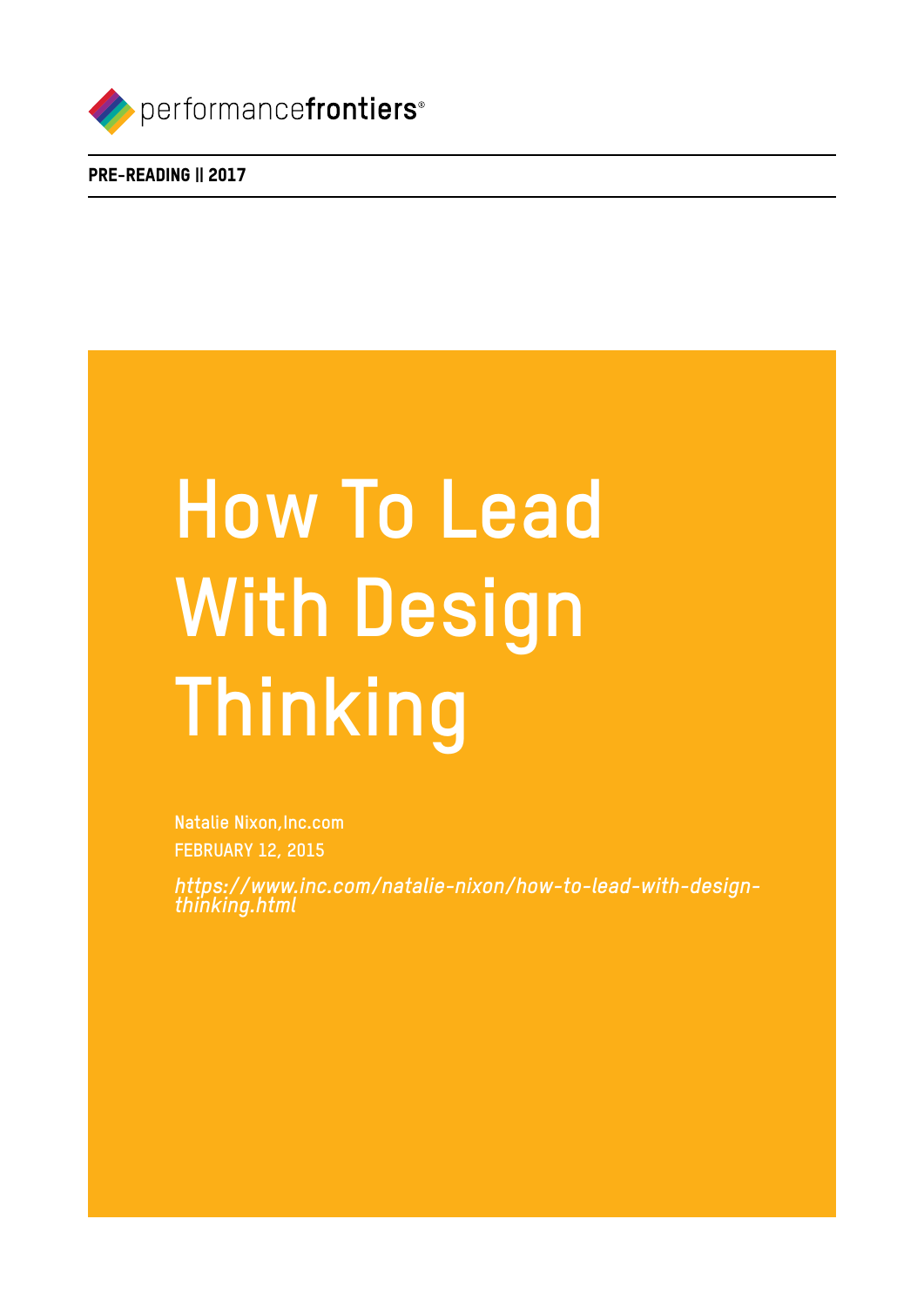performancefrontiers®

**PRE-READING || 2017**

# How To Lead With Design Thinking

Natalie Nixon,Inc.com

FEBRUARY 12, 2015

*https://www.inc.com/natalie-nixon/how-to-lead-with-design-thinking.html*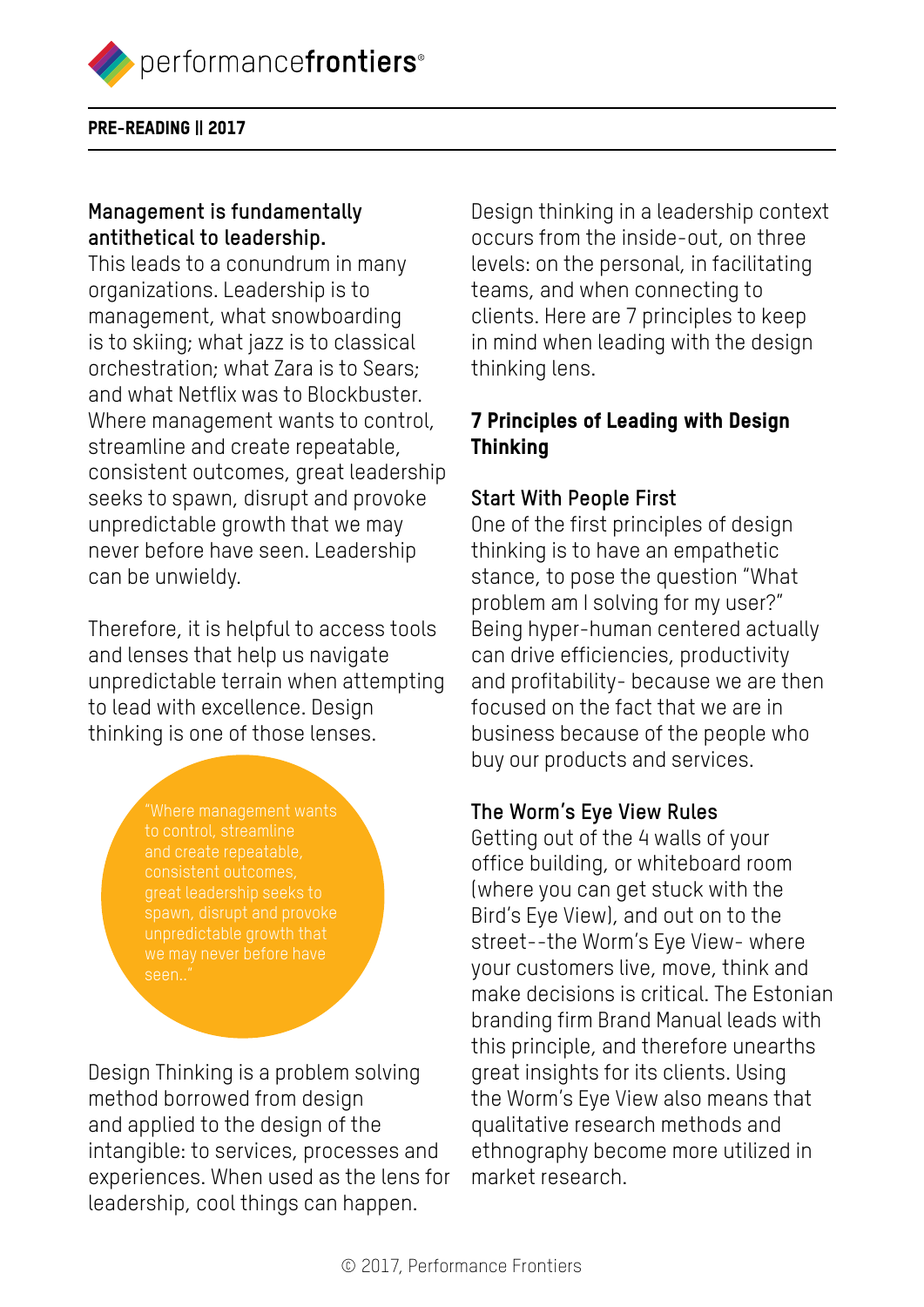**Management is fundamentally antithetical to leadership.**
This leads to a conundrum in many organizations. Leadership is to management, what snowboarding is to skiing; what jazz is to classical orchestration; what Zara is to Sears; and what Netflix was to Blockbuster. Where management wants to control, streamline and create repeatable, consistent outcomes, great leadership seeks to spawn, disrupt and provoke unpredictable growth that we may never before have seen. Leadership can be unwieldy.

Therefore, it is helpful to access tools and lenses that help us navigate unpredictable terrain when attempting to lead with excellence. Design thinking is one of those lenses.

> "Where management wants to control, streamline and create repeatable, consistent outcomes, great leadership seeks to spawn, disrupt and provoke unpredictable growth that we may never before have seen.."

Design Thinking is a problem solving method borrowed from design and applied to the design of the intangible: to services, processes and experiences. When used as the lens for leadership, cool things can happen.

Design thinking in a leadership context occurs from the inside-out, on three levels: on the personal, in facilitating teams, and when connecting to clients. Here are 7 principles to keep in mind when leading with the design thinking lens.

## 7 Principles of Leading with Design Thinking

### Start With People First

One of the first principles of design thinking is to have an empathetic stance, to pose the question "What problem am I solving for my user?" Being hyper-human centered actually can drive efficiencies, productivity and profitability- because we are then focused on the fact that we are in business because of the people who buy our products and services.

### The Worm's Eye View Rules

Getting out of the 4 walls of your office building, or whiteboard room (where you can get stuck with the Bird's Eye View), and out on to the street--the Worm's Eye View- where your customers live, move, think and make decisions is critical. The Estonian branding firm Brand Manual leads with this principle, and therefore unearths great insights for its clients. Using the Worm's Eye View also means that qualitative research methods and ethnography become more utilized in market research.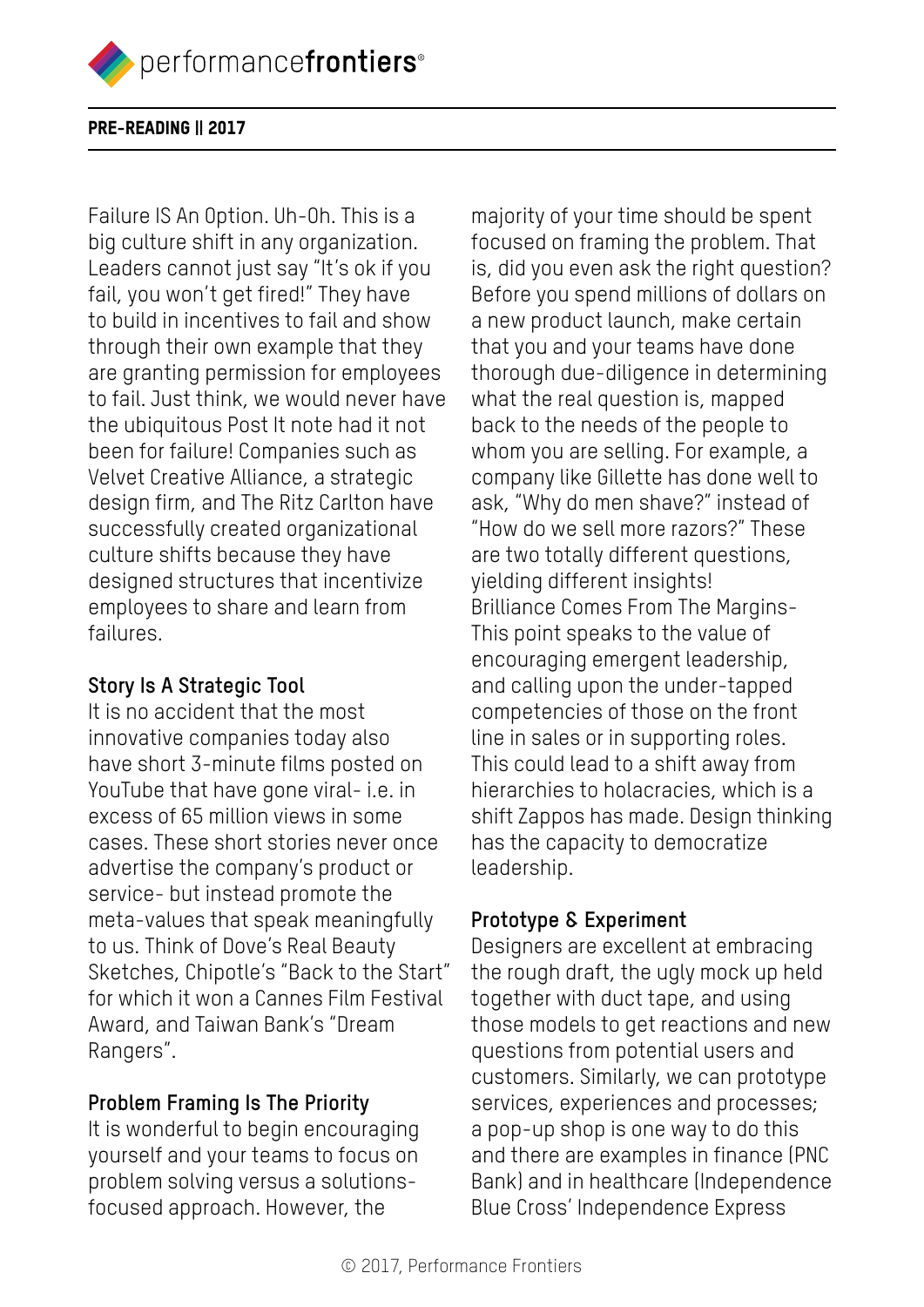Failure IS An Option. Uh-Oh. This is a big culture shift in any organization. Leaders cannot just say "It's ok if you fail, you won't get fired!" They have to build in incentives to fail and show through their own example that they are granting permission for employees to fail. Just think, we would never have the ubiquitous Post It note had it not been for failure! Companies such as Velvet Creative Alliance, a strategic design firm, and The Ritz Carlton have successfully created organizational culture shifts because they have designed structures that incentivize employees to share and learn from failures.

### Story Is A Strategic Tool

It is no accident that the most innovative companies today also have short 3-minute films posted on YouTube that have gone viral- i.e. in excess of 65 million views in some cases. These short stories never once advertise the company's product or service- but instead promote the meta-values that speak meaningfully to us. Think of Dove's Real Beauty Sketches, Chipotle's "Back to the Start" for which it won a Cannes Film Festival Award, and Taiwan Bank's "Dream Rangers".

### Problem Framing Is The Priority

It is wonderful to begin encouraging yourself and your teams to focus on problem solving versus a solutions-focused approach. However, the majority of your time should be spent focused on framing the problem. That is, did you even ask the right question? Before you spend millions of dollars on a new product launch, make certain that you and your teams have done thorough due-diligence in determining what the real question is, mapped back to the needs of the people to whom you are selling. For example, a company like Gillette has done well to ask, "Why do men shave?" instead of "How do we sell more razors?" These are two totally different questions, yielding different insights!

Brilliance Comes From The Margins- This point speaks to the value of encouraging emergent leadership, and calling upon the under-tapped competencies of those on the front line in sales or in supporting roles. This could lead to a shift away from hierarchies to holacracies, which is a shift Zappos has made. Design thinking has the capacity to democratize leadership.

### Prototype & Experiment

Designers are excellent at embracing the rough draft, the ugly mock up held together with duct tape, and using those models to get reactions and new questions from potential users and customers. Similarly, we can prototype services, experiences and processes; a pop-up shop is one way to do this and there are examples in finance (PNC Bank) and in healthcare (Independence Blue Cross' Independence Express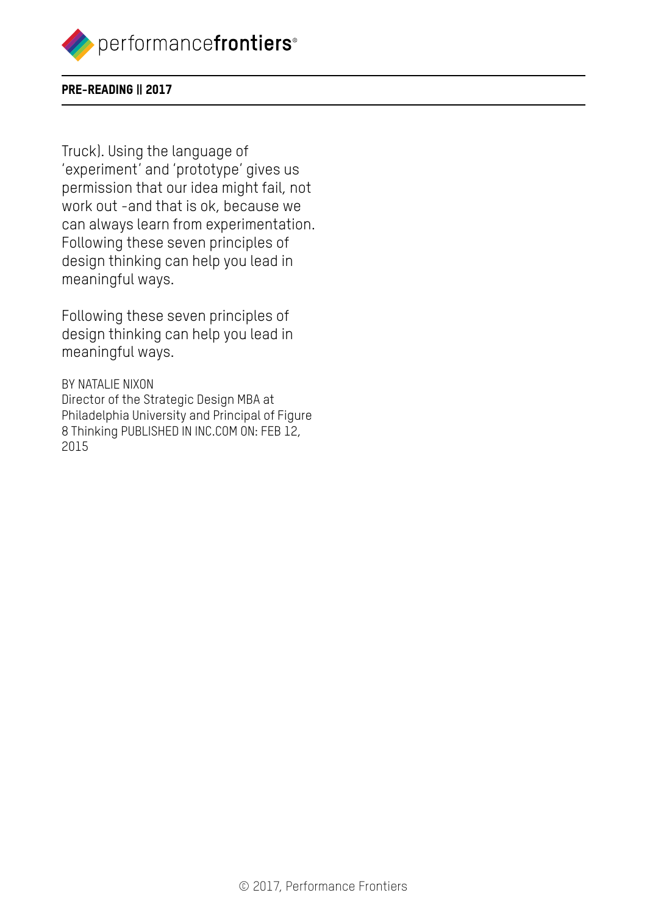Truck). Using the language of 'experiment' and 'prototype' gives us permission that our idea might fail, not work out -and that is ok, because we can always learn from experimentation. Following these seven principles of design thinking can help you lead in meaningful ways.

Following these seven principles of design thinking can help you lead in meaningful ways.

BY NATALIE NIXON
Director of the Strategic Design MBA at Philadelphia University and Principal of Figure 8 Thinking PUBLISHED IN INC.COM ON: FEB 12, 2015